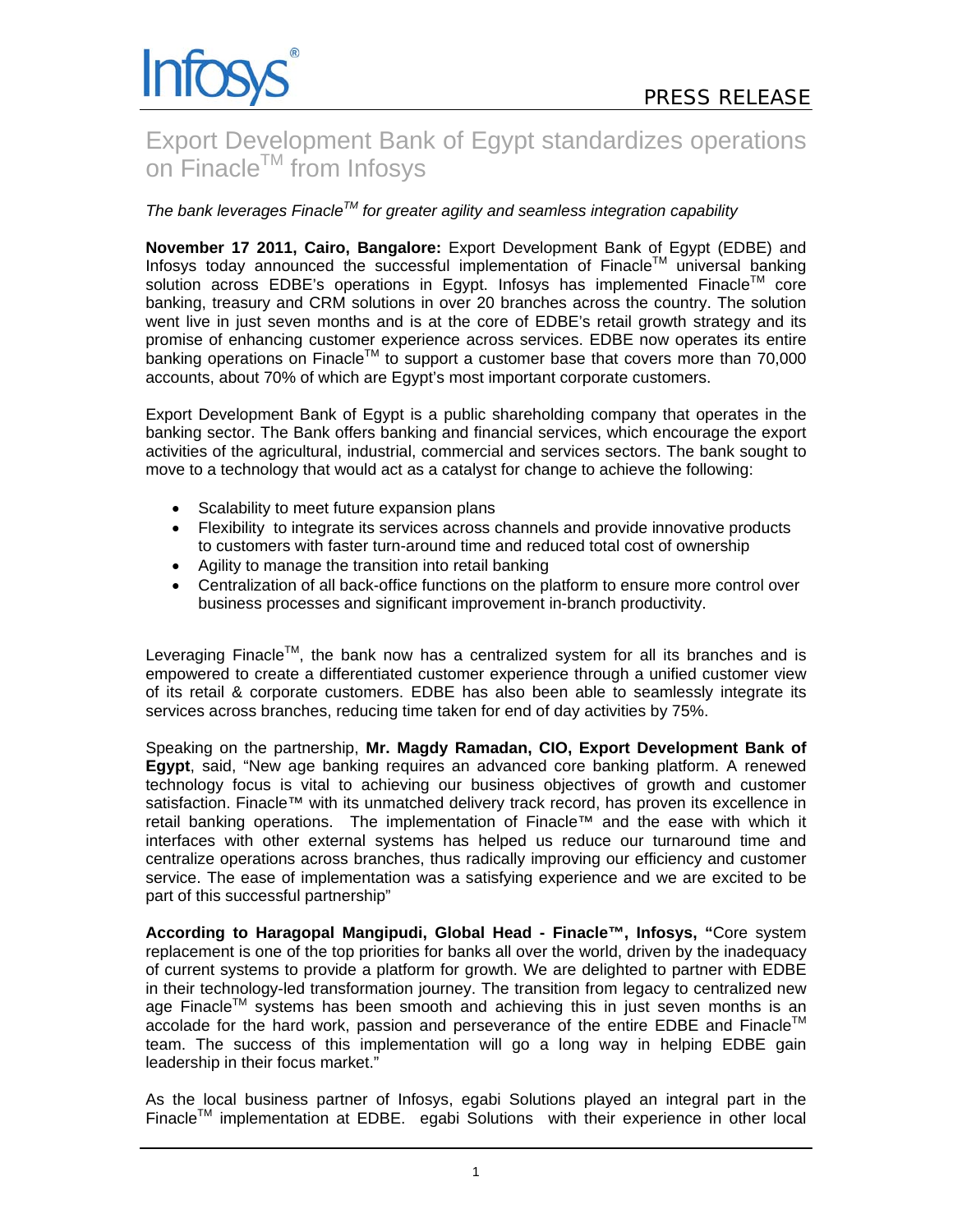PRESS RELEASE

# Export Development Bank of Egypt standardizes operations on Finacle™ from Infosys

*The bank leverages Finacle™ for greater agility and seamless integration capability*

**November 17 2011, Cairo, Bangalore:** Export Development Bank of Egypt (EDBE) and Infosys today announced the successful implementation of Finacle™ universal banking solution across EDBE's operations in Egypt. Infosys has implemented Finacle™ core banking, treasury and CRM solutions in over 20 branches across the country. The solution went live in just seven months and is at the core of EDBE's retail growth strategy and its promise of enhancing customer experience across services. EDBE now operates its entire banking operations on Finacle™ to support a customer base that covers more than 70,000 accounts, about 70% of which are Egypt's most important corporate customers.

Export Development Bank of Egypt is a public shareholding company that operates in the banking sector. The Bank offers banking and financial services, which encourage the export activities of the agricultural, industrial, commercial and services sectors. The bank sought to move to a technology that would act as a catalyst for change to achieve the following:

- Scalability to meet future expansion plans
- Flexibility to integrate its services across channels and provide innovative products to customers with faster turn-around time and reduced total cost of ownership
- Agility to manage the transition into retail banking
- Centralization of all back-office functions on the platform to ensure more control over business processes and significant improvement in-branch productivity.

Leveraging Finacle™, the bank now has a centralized system for all its branches and is empowered to create a differentiated customer experience through a unified customer view of its retail & corporate customers. EDBE has also been able to seamlessly integrate its services across branches, reducing time taken for end of day activities by 75%.

Speaking on the partnership, **Mr. Magdy Ramadan, CIO, Export Development Bank of Egypt**, said, "New age banking requires an advanced core banking platform. A renewed technology focus is vital to achieving our business objectives of growth and customer satisfaction. Finacle™ with its unmatched delivery track record, has proven its excellence in retail banking operations. The implementation of Finacle™ and the ease with which it interfaces with other external systems has helped us reduce our turnaround time and centralize operations across branches, thus radically improving our efficiency and customer service. The ease of implementation was a satisfying experience and we are excited to be part of this successful partnership"

**According to Haragopal Mangipudi, Global Head - Finacle™, Infosys, "**Core system replacement is one of the top priorities for banks all over the world, driven by the inadequacy of current systems to provide a platform for growth. We are delighted to partner with EDBE in their technology-led transformation journey. The transition from legacy to centralized new age Finacle™ systems has been smooth and achieving this in just seven months is an accolade for the hard work, passion and perseverance of the entire EDBE and Finacle™ team. The success of this implementation will go a long way in helping EDBE gain leadership in their focus market."

As the local business partner of Infosys, egabi Solutions played an integral part in the Finacle™ implementation at EDBE. egabi Solutions with their experience in other local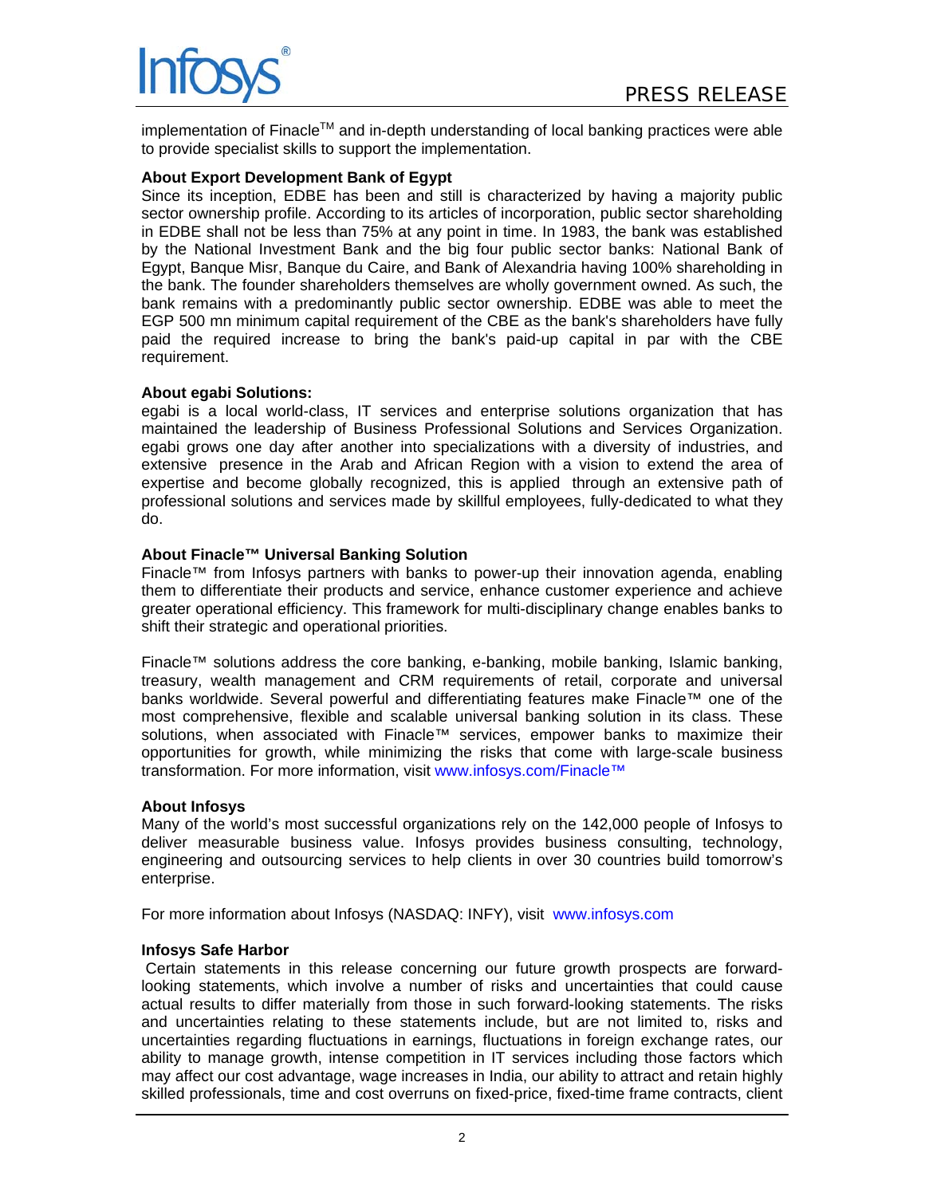implementation of Finacle[TM] and in-depth understanding of local banking practices were able to provide specialist skills to support the implementation.

**About Export Development Bank of Egypt**

Since its inception, EDBE has been and still is characterized by having a majority public sector ownership profile. According to its articles of incorporation, public sector shareholding in EDBE shall not be less than 75% at any point in time. In 1983, the bank was established by the National Investment Bank and the big four public sector banks: National Bank of Egypt, Banque Misr, Banque du Caire, and Bank of Alexandria having 100% shareholding in the bank. The founder shareholders themselves are wholly government owned. As such, the bank remains with a predominantly public sector ownership. EDBE was able to meet the EGP 500 mn minimum capital requirement of the CBE as the bank's shareholders have fully paid the required increase to bring the bank's paid-up capital in par with the CBE requirement.

**About egabi Solutions:**

egabi is a local world-class, IT services and enterprise solutions organization that has maintained the leadership of Business Professional Solutions and Services Organization. egabi grows one day after another into specializations with a diversity of industries, and extensive presence in the Arab and African Region with a vision to extend the area of expertise and become globally recognized, this is applied through an extensive path of professional solutions and services made by skillful employees, fully-dedicated to what they do.

**About Finacle™ Universal Banking Solution**

Finacle™ from Infosys partners with banks to power-up their innovation agenda, enabling them to differentiate their products and service, enhance customer experience and achieve greater operational efficiency. This framework for multi-disciplinary change enables banks to shift their strategic and operational priorities.

Finacle™ solutions address the core banking, e-banking, mobile banking, Islamic banking, treasury, wealth management and CRM requirements of retail, corporate and universal banks worldwide. Several powerful and differentiating features make Finacle™ one of the most comprehensive, flexible and scalable universal banking solution in its class. These solutions, when associated with Finacle™ services, empower banks to maximize their opportunities for growth, while minimizing the risks that come with large-scale business transformation. For more information, visit www.infosys.com/Finacle™

**About Infosys**

Many of the world's most successful organizations rely on the 142,000 people of Infosys to deliver measurable business value. Infosys provides business consulting, technology, engineering and outsourcing services to help clients in over 30 countries build tomorrow's enterprise.

For more information about Infosys (NASDAQ: INFY), visit www.infosys.com

**Infosys Safe Harbor**

Certain statements in this release concerning our future growth prospects are forward-looking statements, which involve a number of risks and uncertainties that could cause actual results to differ materially from those in such forward-looking statements. The risks and uncertainties relating to these statements include, but are not limited to, risks and uncertainties regarding fluctuations in earnings, fluctuations in foreign exchange rates, our ability to manage growth, intense competition in IT services including those factors which may affect our cost advantage, wage increases in India, our ability to attract and retain highly skilled professionals, time and cost overruns on fixed-price, fixed-time frame contracts, client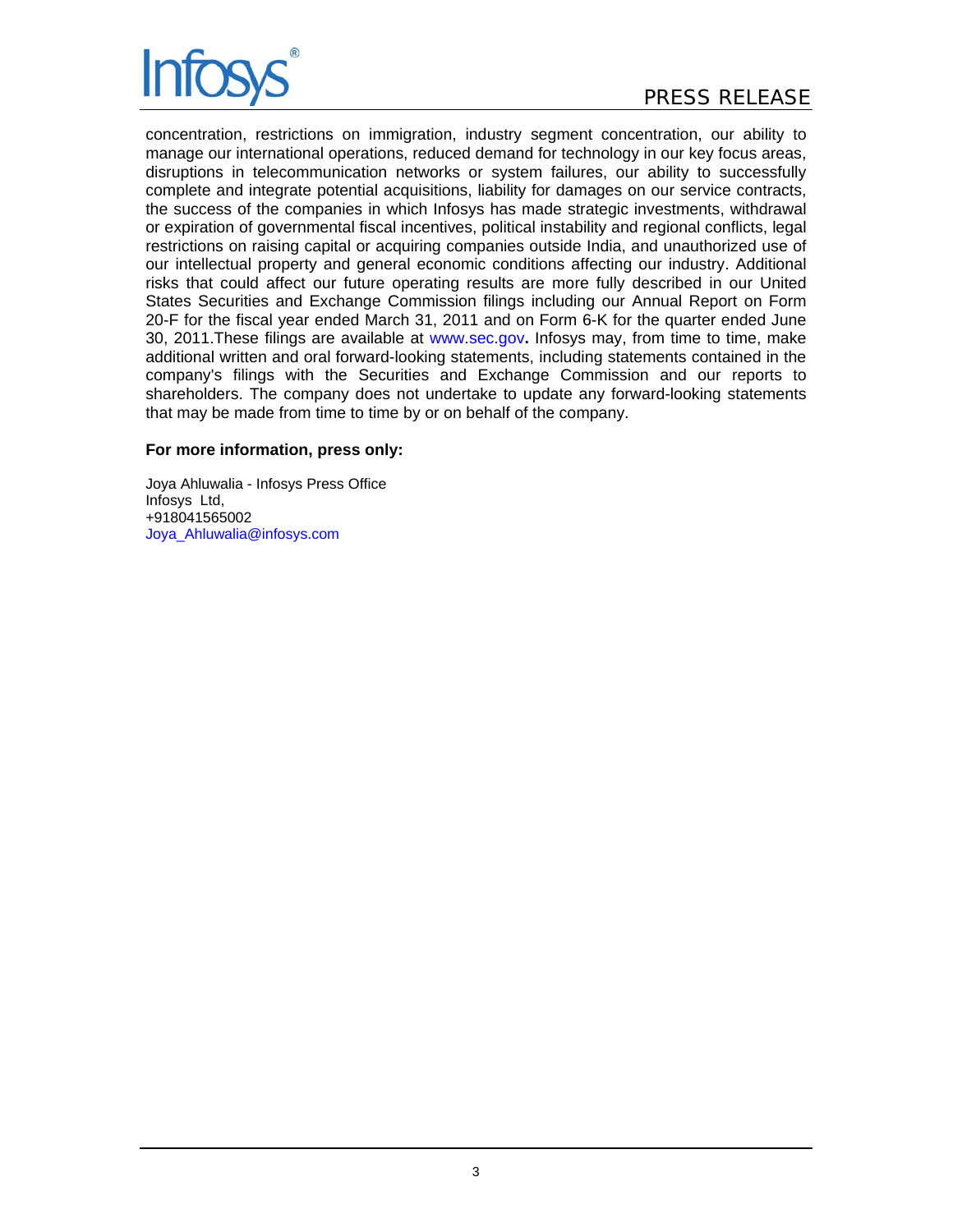concentration, restrictions on immigration, industry segment concentration, our ability to manage our international operations, reduced demand for technology in our key focus areas, disruptions in telecommunication networks or system failures, our ability to successfully complete and integrate potential acquisitions, liability for damages on our service contracts, the success of the companies in which Infosys has made strategic investments, withdrawal or expiration of governmental fiscal incentives, political instability and regional conflicts, legal restrictions on raising capital or acquiring companies outside India, and unauthorized use of our intellectual property and general economic conditions affecting our industry. Additional risks that could affect our future operating results are more fully described in our United States Securities and Exchange Commission filings including our Annual Report on Form 20-F for the fiscal year ended March 31, 2011 and on Form 6-K for the quarter ended June 30, 2011.These filings are available at www.sec.gov**.** Infosys may, from time to time, make additional written and oral forward-looking statements, including statements contained in the company's filings with the Securities and Exchange Commission and our reports to shareholders. The company does not undertake to update any forward-looking statements that may be made from time to time by or on behalf of the company.

**For more information, press only:**

Joya Ahluwalia - Infosys Press Office
Infosys Ltd,
+918041565002
Joya_Ahluwalia@infosys.com